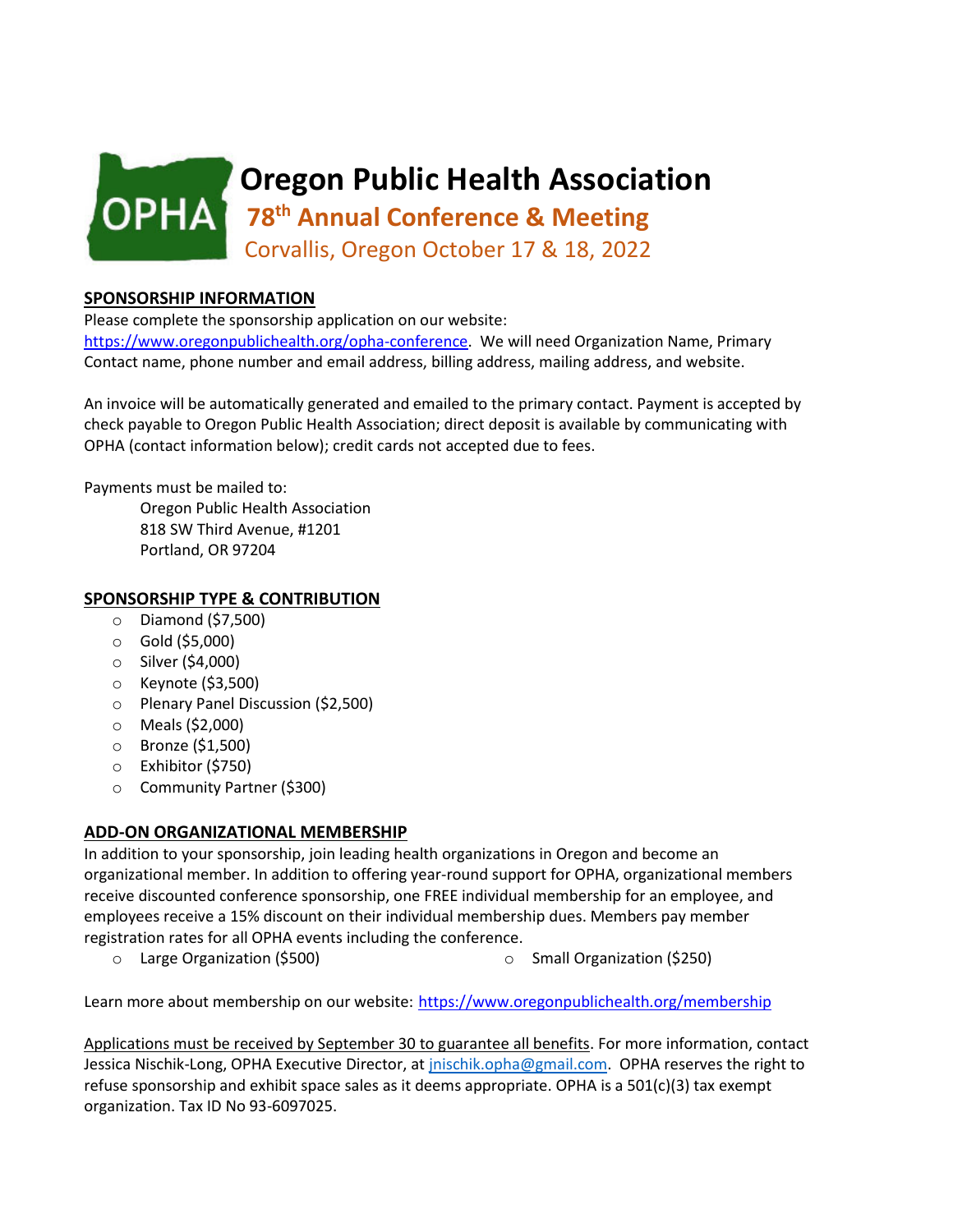# Oregon Public Health Association

## 78th Annual Conference & Meeting

Corvallis, Oregon October 17 & 18, 2022

**SPONSORSHIP INFORMATION**

Please complete the sponsorship application on our website: https://www.oregonpublichealth.org/opha-conference. We will need Organization Name, Primary Contact name, phone number and email address, billing address, mailing address, and website.

An invoice will be automatically generated and emailed to the primary contact. Payment is accepted by check payable to Oregon Public Health Association; direct deposit is available by communicating with OPHA (contact information below); credit cards not accepted due to fees.

Payments must be mailed to:

Oregon Public Health Association
818 SW Third Avenue, #1201
Portland, OR 97204

**SPONSORSHIP TYPE & CONTRIBUTION**

- Diamond ($7,500)
- Gold ($5,000)
- Silver ($4,000)
- Keynote ($3,500)
- Plenary Panel Discussion ($2,500)
- Meals ($2,000)
- Bronze ($1,500)
- Exhibitor ($750)
- Community Partner ($300)

**ADD-ON ORGANIZATIONAL MEMBERSHIP**

In addition to your sponsorship, join leading health organizations in Oregon and become an organizational member. In addition to offering year-round support for OPHA, organizational members receive discounted conference sponsorship, one FREE individual membership for an employee, and employees receive a 15% discount on their individual membership dues. Members pay member registration rates for all OPHA events including the conference.

- Large Organization ($500)
- Small Organization ($250)

Learn more about membership on our website: https://www.oregonpublichealth.org/membership

Applications must be received by September 30 to guarantee all benefits. For more information, contact Jessica Nischik-Long, OPHA Executive Director, at jnischik.opha@gmail.com. OPHA reserves the right to refuse sponsorship and exhibit space sales as it deems appropriate. OPHA is a 501(c)(3) tax exempt organization. Tax ID No 93-6097025.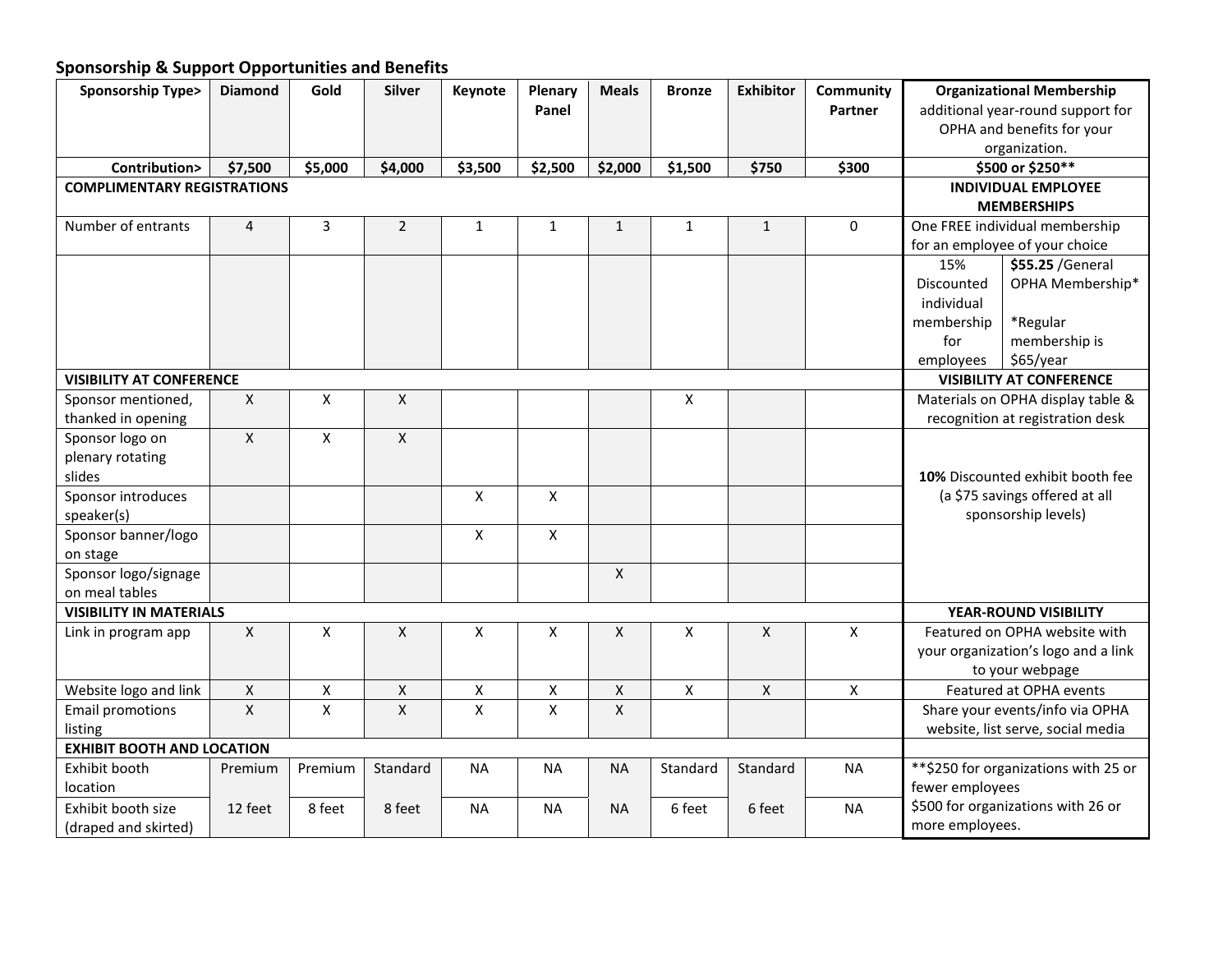## Sponsorship & Support Opportunities and Benefits

| Sponsorship Type> | Diamond | Gold | Silver | Keynote | Plenary Panel | Meals | Bronze | Exhibitor | Community Partner | Organizational Membership additional year-round support for OPHA and benefits for your organization. | |
|---|---|---|---|---|---|---|---|---|---|---|---|
| **Contribution>** | **$7,500** | **$5,000** | **$4,000** | **$3,500** | **$2,500** | **$2,000** | **$1,500** | **$750** | **$300** | **$500 or $250**** | |
| **COMPLIMENTARY REGISTRATIONS** | | | | | | | | | | **INDIVIDUAL EMPLOYEE MEMBERSHIPS** | |
| Number of entrants | 4 | 3 | 2 | 1 | 1 | 1 | 1 | 1 | 0 | One FREE individual membership for an employee of your choice | |
| | | | | | | | | | | 15% Discounted individual membership for employees | **$55.25** /General OPHA Membership* *Regular membership is $65/year |
| **VISIBILITY AT CONFERENCE** | | | | | | | | | | **VISIBILITY AT CONFERENCE** | |
| Sponsor mentioned, thanked in opening | X | X | X | | | | X | | | Materials on OPHA display table & recognition at registration desk | |
| Sponsor logo on plenary rotating slides | X | X | X | | | | | | | **10%** Discounted exhibit booth fee (a $75 savings offered at all sponsorship levels) | |
| Sponsor introduces speaker(s) | | | | X | X | | | | | | |
| Sponsor banner/logo on stage | | | | X | X | | | | | | |
| Sponsor logo/signage on meal tables | | | | | | X | | | | | |
| **VISIBILITY IN MATERIALS** | | | | | | | | | | **YEAR-ROUND VISIBILITY** | |
| Link in program app | X | X | X | X | X | X | X | X | X | Featured on OPHA website with your organization's logo and a link to your webpage | |
| Website logo and link | X | X | X | X | X | X | X | X | X | Featured at OPHA events | |
| Email promotions listing | X | X | X | X | X | X | | | | Share your events/info via OPHA website, list serve, social media | |
| **EXHIBIT BOOTH AND LOCATION** | | | | | | | | | | | |
| Exhibit booth location | Premium | Premium | Standard | NA | NA | NA | Standard | Standard | NA | **$250 for organizations with 25 or fewer employees $500 for organizations with 26 or more employees. | |
| Exhibit booth size (draped and skirted) | 12 feet | 8 feet | 8 feet | NA | NA | NA | 6 feet | 6 feet | NA | | |